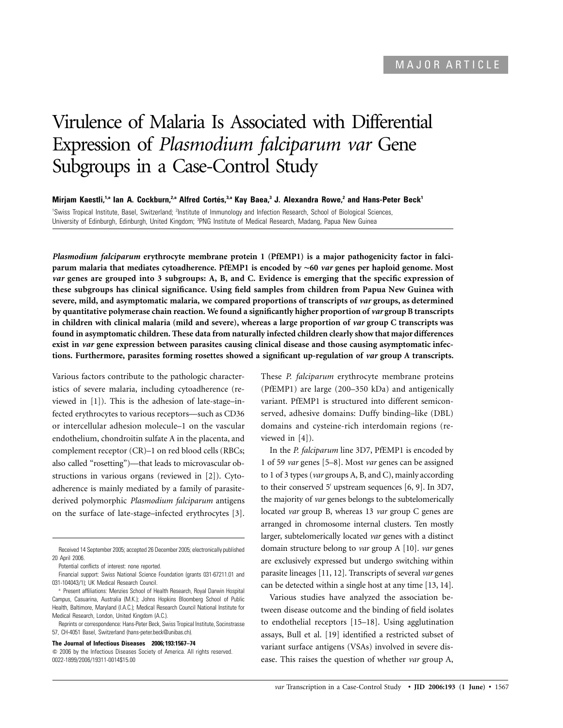MAJOR ARTICLE

# Virulence of Malaria Is Associated with Differential Expression of *Plasmodium falciparum var* Gene Subgroups in a Case-Control Study

**Mirjam Kaestli,[1,a] Ian A. Cockburn,[2,a] Alfred Cortés,[3,a] Kay Baea,[3] J. Alexandra Rowe,[2] and Hans-Peter Beck[1]**

[1]Swiss Tropical Institute, Basel, Switzerland; [2]Institute of Immunology and Infection Research, School of Biological Sciences, University of Edinburgh, Edinburgh, United Kingdom; [3]PNG Institute of Medical Research, Madang, Papua New Guinea

***Plasmodium falciparum* erythrocyte membrane protein 1 (PfEMP1) is a major pathogenicity factor in falciparum malaria that mediates cytoadherence. PfEMP1 is encoded by ~60 *var* genes per haploid genome. Most *var* genes are grouped into 3 subgroups: A, B, and C. Evidence is emerging that the specific expression of these subgroups has clinical significance. Using field samples from children from Papua New Guinea with severe, mild, and asymptomatic malaria, we compared proportions of transcripts of *var* groups, as determined by quantitative polymerase chain reaction. We found a significantly higher proportion of *var* group B transcripts in children with clinical malaria (mild and severe), whereas a large proportion of *var* group C transcripts was found in asymptomatic children. These data from naturally infected children clearly show that major differences exist in *var* gene expression between parasites causing clinical disease and those causing asymptomatic infections. Furthermore, parasites forming rosettes showed a significant up-regulation of *var* group A transcripts.**

Various factors contribute to the pathologic characteristics of severe malaria, including cytoadherence (reviewed in [1]). This is the adhesion of late-stage–infected erythrocytes to various receptors—such as CD36 or intercellular adhesion molecule–1 on the vascular endothelium, chondroitin sulfate A in the placenta, and complement receptor (CR)–1 on red blood cells (RBCs; also called "rosetting")—that leads to microvascular obstructions in various organs (reviewed in [2]). Cytoadherence is mainly mediated by a family of parasite-derived polymorphic *Plasmodium falciparum* antigens on the surface of late-stage–infected erythrocytes [3]. These *P. falciparum* erythrocyte membrane proteins (PfEMP1) are large (200–350 kDa) and antigenically variant. PfEMP1 is structured into different semiconserved, adhesive domains: Duffy binding–like (DBL) domains and cysteine-rich interdomain regions (reviewed in [4]).

In the *P. falciparum* line 3D7, PfEMP1 is encoded by 1 of 59 *var* genes [5–8]. Most *var* genes can be assigned to 1 of 3 types (*var* groups A, B, and C), mainly according to their conserved 5′ upstream sequences [6, 9]. In 3D7, the majority of *var* genes belongs to the subtelomerically located *var* group B, whereas 13 *var* group C genes are arranged in chromosome internal clusters. Ten mostly larger, subtelomerically located *var* genes with a distinct domain structure belong to *var* group A [10]. *var* genes are exclusively expressed but undergo switching within parasite lineages [11, 12]. Transcripts of several *var* genes can be detected within a single host at any time [13, 14].

Various studies have analyzed the association between disease outcome and the binding of field isolates to endothelial receptors [15–18]. Using agglutination assays, Bull et al. [19] identified a restricted subset of variant surface antigens (VSAs) involved in severe disease. This raises the question of whether *var* group A,

---

Received 14 September 2005; accepted 26 December 2005; electronically published 20 April 2006.

Potential conflicts of interest: none reported.

Financial support: Swiss National Science Foundation (grants 031-67211.01 and 031-104043/1); UK Medical Research Council.

[a] Present affiliations: Menzies School of Health Research, Royal Darwin Hospital Campus, Casuarina, Australia (M.K.); Johns Hopkins Bloomberg School of Public Health, Baltimore, Maryland (I.A.C.); Medical Research Council National Institute for Medical Research, London, United Kingdom (A.C.).

Reprints or correspondence: Hans-Peter Beck, Swiss Tropical Institute, Socinstrasse 57, CH-4051 Basel, Switzerland (hans-peter.beck@unibas.ch).

**The Journal of Infectious Diseases 2006; 193:1567–74**

© 2006 by the Infectious Diseases Society of America. All rights reserved. 0022-1899/2006/19311-0014$15.00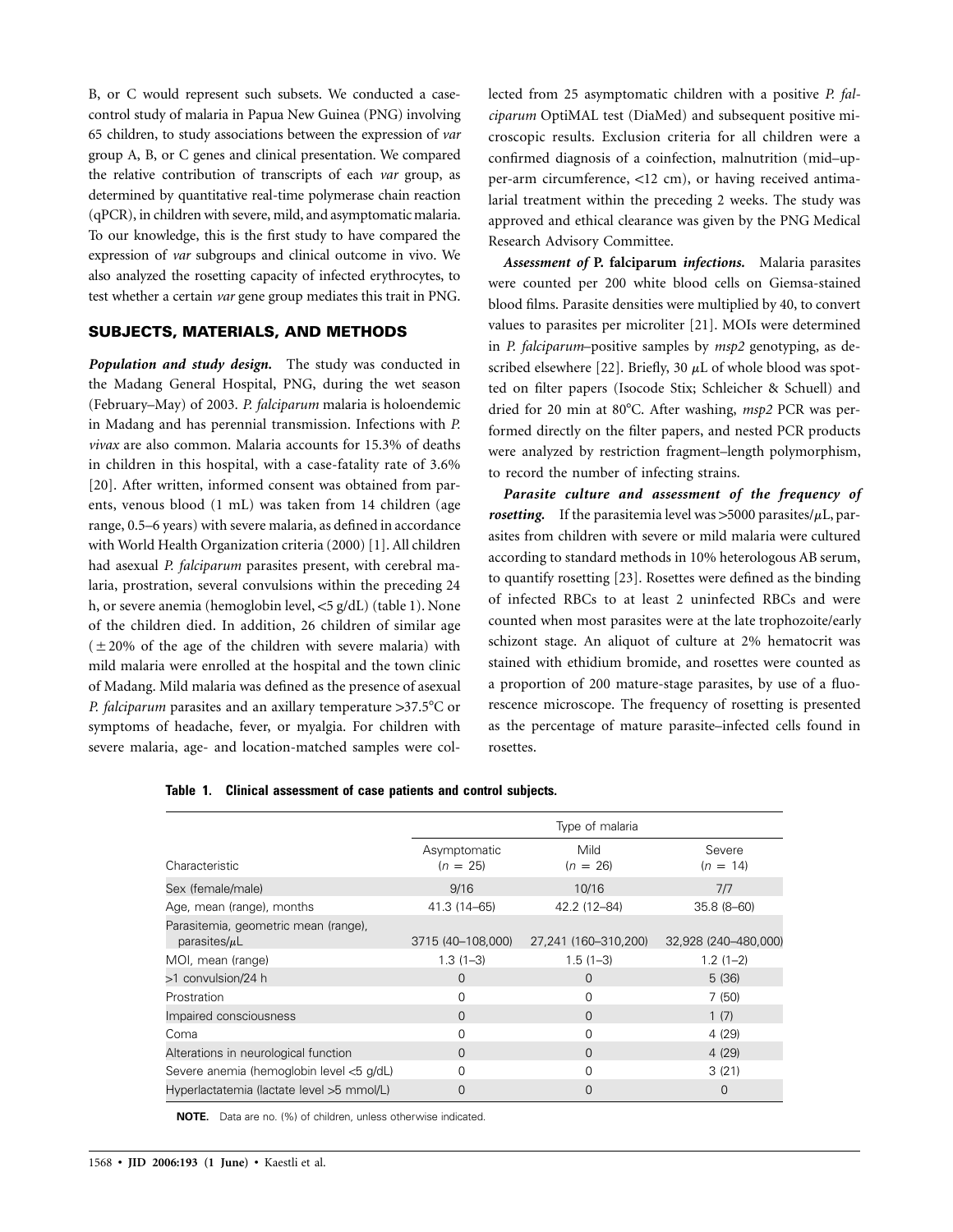B, or C would represent such subsets. We conducted a case-control study of malaria in Papua New Guinea (PNG) involving 65 children, to study associations between the expression of *var* group A, B, or C genes and clinical presentation. We compared the relative contribution of transcripts of each *var* group, as determined by quantitative real-time polymerase chain reaction (qPCR), in children with severe, mild, and asymptomatic malaria. To our knowledge, this is the first study to have compared the expression of *var* subgroups and clinical outcome in vivo. We also analyzed the rosetting capacity of infected erythrocytes, to test whether a certain *var* gene group mediates this trait in PNG.

## SUBJECTS, MATERIALS, AND METHODS

***Population and study design.*** The study was conducted in the Madang General Hospital, PNG, during the wet season (February–May) of 2003. *P. falciparum* malaria is holoendemic in Madang and has perennial transmission. Infections with *P. vivax* are also common. Malaria accounts for 15.3% of deaths in children in this hospital, with a case-fatality rate of 3.6% [20]. After written, informed consent was obtained from parents, venous blood (1 mL) was taken from 14 children (age range, 0.5–6 years) with severe malaria, as defined in accordance with World Health Organization criteria (2000) [1]. All children had asexual *P. falciparum* parasites present, with cerebral malaria, prostration, several convulsions within the preceding 24 h, or severe anemia (hemoglobin level, <5 g/dL) (table 1). None of the children died. In addition, 26 children of similar age (±20% of the age of the children with severe malaria) with mild malaria were enrolled at the hospital and the town clinic of Madang. Mild malaria was defined as the presence of asexual *P. falciparum* parasites and an axillary temperature >37.5°C or symptoms of headache, fever, or myalgia. For children with severe malaria, age- and location-matched samples were collected from 25 asymptomatic children with a positive *P. falciparum* OptiMAL test (DiaMed) and subsequent positive microscopic results. Exclusion criteria for all children were a confirmed diagnosis of a coinfection, malnutrition (mid–upper-arm circumference, <12 cm), or having received antimalarial treatment within the preceding 2 weeks. The study was approved and ethical clearance was given by the PNG Medical Research Advisory Committee.

***Assessment of* P. falciparum *infections.*** Malaria parasites were counted per 200 white blood cells on Giemsa-stained blood films. Parasite densities were multiplied by 40, to convert values to parasites per microliter [21]. MOIs were determined in *P. falciparum*–positive samples by *msp2* genotyping, as described elsewhere [22]. Briefly, 30 μL of whole blood was spotted on filter papers (Isocode Stix; Schleicher & Schuell) and dried for 20 min at 80°C. After washing, *msp2* PCR was performed directly on the filter papers, and nested PCR products were analyzed by restriction fragment–length polymorphism, to record the number of infecting strains.

***Parasite culture and assessment of the frequency of rosetting.*** If the parasitemia level was >5000 parasites/μL, parasites from children with severe or mild malaria were cultured according to standard methods in 10% heterologous AB serum, to quantify rosetting [23]. Rosettes were defined as the binding of infected RBCs to at least 2 uninfected RBCs and were counted when most parasites were at the late trophozoite/early schizont stage. An aliquot of culture at 2% hematocrit was stained with ethidium bromide, and rosettes were counted as a proportion of 200 mature-stage parasites, by use of a fluorescence microscope. The frequency of rosetting is presented as the percentage of mature parasite–infected cells found in rosettes.

**Table 1. Clinical assessment of case patients and control subjects.**

| | Type of malaria | | |
|---|---|---|---|
| Characteristic | Asymptomatic ($n$ = 25) | Mild ($n$ = 26) | Severe ($n$ = 14) |
| Sex (female/male) | 9/16 | 10/16 | 7/7 |
| Age, mean (range), months | 41.3 (14–65) | 42.2 (12–84) | 35.8 (8–60) |
| Parasitemia, geometric mean (range), parasites/μL | 3715 (40–108,000) | 27,241 (160–310,200) | 32,928 (240–480,000) |
| MOI, mean (range) | 1.3 (1–3) | 1.5 (1–3) | 1.2 (1–2) |
| >1 convulsion/24 h | 0 | 0 | 5 (36) |
| Prostration | 0 | 0 | 7 (50) |
| Impaired consciousness | 0 | 0 | 1 (7) |
| Coma | 0 | 0 | 4 (29) |
| Alterations in neurological function | 0 | 0 | 4 (29) |
| Severe anemia (hemoglobin level <5 g/dL) | 0 | 0 | 3 (21) |
| Hyperlactatemia (lactate level >5 mmol/L) | 0 | 0 | 0 |

**NOTE.** Data are no. (%) of children, unless otherwise indicated.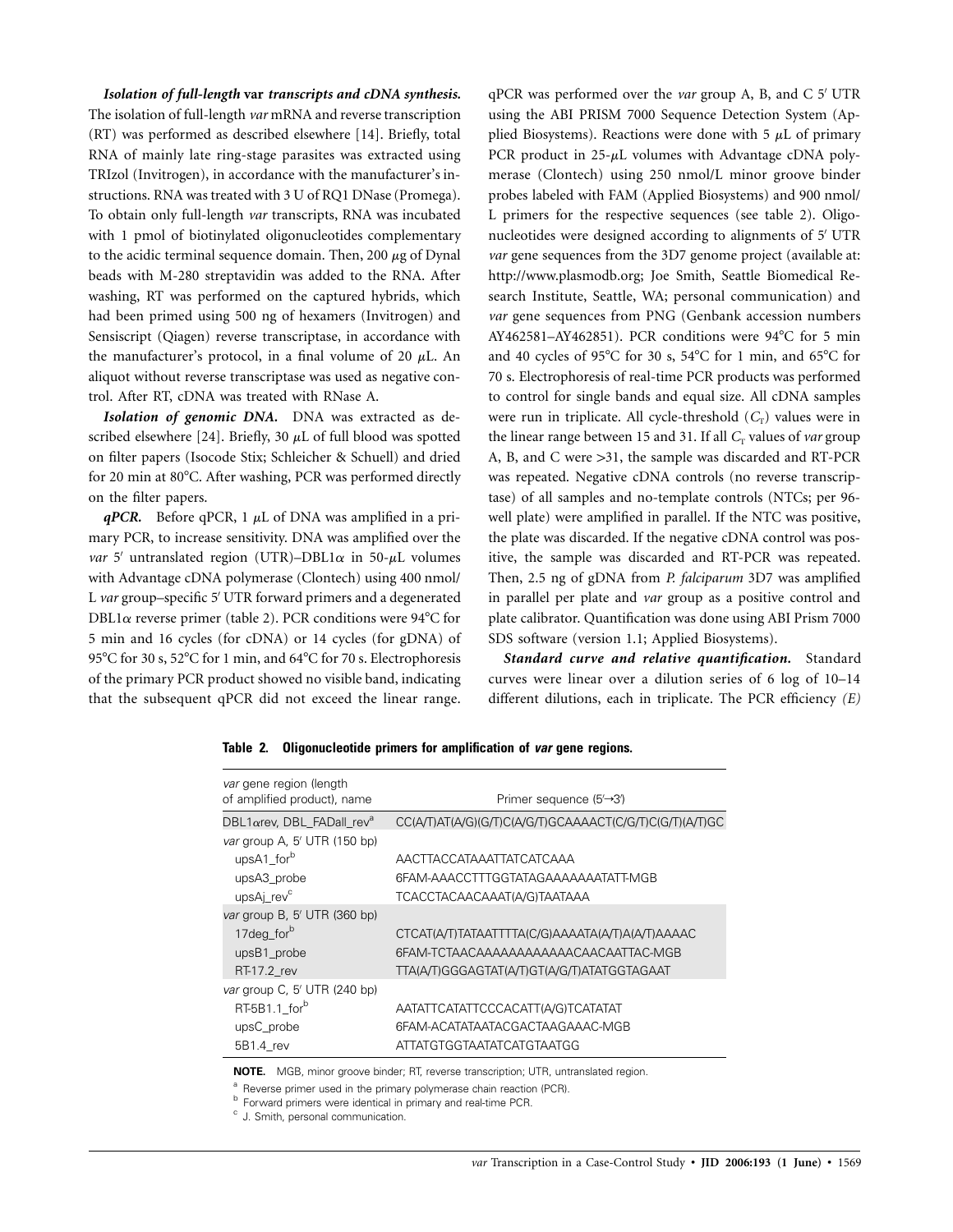***Isolation of full-length* var *transcripts and cDNA synthesis.*** The isolation of full-length *var* mRNA and reverse transcription (RT) was performed as described elsewhere [14]. Briefly, total RNA of mainly late ring-stage parasites was extracted using TRIzol (Invitrogen), in accordance with the manufacturer's instructions. RNA was treated with 3 U of RQ1 DNase (Promega). To obtain only full-length *var* transcripts, RNA was incubated with 1 pmol of biotinylated oligonucleotides complementary to the acidic terminal sequence domain. Then, 200 $\mu$g of Dynal beads with M-280 streptavidin was added to the RNA. After washing, RT was performed on the captured hybrids, which had been primed using 500 ng of hexamers (Invitrogen) and Sensiscript (Qiagen) reverse transcriptase, in accordance with the manufacturer's protocol, in a final volume of 20 $\mu$L. An aliquot without reverse transcriptase was used as negative control. After RT, cDNA was treated with RNase A.

***Isolation of genomic DNA.*** DNA was extracted as described elsewhere [24]. Briefly, 30 $\mu$L of full blood was spotted on filter papers (Isocode Stix; Schleicher & Schuell) and dried for 20 min at 80°C. After washing, PCR was performed directly on the filter papers.

***qPCR.*** Before qPCR, 1 $\mu$L of DNA was amplified in a primary PCR, to increase sensitivity. DNA was amplified over the *var* 5′ untranslated region (UTR)–DBL1$\alpha$ in 50-$\mu$L volumes with Advantage cDNA polymerase (Clontech) using 400 nmol/L *var* group–specific 5′ UTR forward primers and a degenerated DBL1$\alpha$ reverse primer (table 2). PCR conditions were 94°C for 5 min and 16 cycles (for cDNA) or 14 cycles (for gDNA) of 95°C for 30 s, 52°C for 1 min, and 64°C for 70 s. Electrophoresis of the primary PCR product showed no visible band, indicating that the subsequent qPCR did not exceed the linear range. qPCR was performed over the *var* group A, B, and C 5′ UTR using the ABI PRISM 7000 Sequence Detection System (Applied Biosystems). Reactions were done with 5 $\mu$L of primary PCR product in 25-$\mu$L volumes with Advantage cDNA polymerase (Clontech) using 250 nmol/L minor groove binder probes labeled with FAM (Applied Biosystems) and 900 nmol/L primers for the respective sequences (see table 2). Oligonucleotides were designed according to alignments of 5′ UTR *var* gene sequences from the 3D7 genome project (available at: http://www.plasmodb.org; Joe Smith, Seattle Biomedical Research Institute, Seattle, WA; personal communication) and *var* gene sequences from PNG (Genbank accession numbers AY462581–AY462851). PCR conditions were 94°C for 5 min and 40 cycles of 95°C for 30 s, 54°C for 1 min, and 65°C for 70 s. Electrophoresis of real-time PCR products was performed to control for single bands and equal size. All cDNA samples were run in triplicate. All cycle-threshold ($C_T$) values were in the linear range between 15 and 31. If all $C_T$ values of *var* group A, B, and C were >31, the sample was discarded and RT-PCR was repeated. Negative cDNA controls (no reverse transcriptase) of all samples and no-template controls (NTCs; per 96-well plate) were amplified in parallel. If the NTC was positive, the plate was discarded. If the negative cDNA control was positive, the sample was discarded and RT-PCR was repeated. Then, 2.5 ng of gDNA from *P. falciparum* 3D7 was amplified in parallel per plate and *var* group as a positive control and plate calibrator. Quantification was done using ABI Prism 7000 SDS software (version 1.1; Applied Biosystems).

***Standard curve and relative quantification.*** Standard curves were linear over a dilution series of 6 log of 10–14 different dilutions, each in triplicate. The PCR efficiency *(E)*

**Table 2. Oligonucleotide primers for amplification of *var* gene regions.**

| *var* gene region (length of amplified product), name | Primer sequence (5′→3′) |
|---|---|
| DBL1$\alpha$rev, DBL_FADall_rev[a] | CC(A/T)AT(A/G)(G/T)C(A/G/T)GCAAAACT(C/G/T)C(G/T)(A/T)GC |
| *var* group A, 5′ UTR (150 bp) | |
| upsA1_for[b] | AACTTACCATAAATTATCATCAAA |
| upsA3_probe | 6FAM-AAACCTTTGGTATAGAAAAAAATATT-MGB |
| upsAj_rev[c] | TCACCTACAACAAAT(A/G)TAATAAA |
| *var* group B, 5′ UTR (360 bp) | |
| 17deg_for[b] | CTCAT(A/T)TATAATTTTA(C/G)AAAATA(A/T)A(A/T)AAAC |
| upsB1_probe | 6FAM-TCTAACAAAAAAAAAAAACAACAATTAC-MGB |
| RT-17.2_rev | TTA(A/T)GGGAGTAT(A/T)GT(A/G/T)ATATGGTAGAAT |
| *var* group C, 5′ UTR (240 bp) | |
| RT-5B1.1_for[b] | AATATTCATATTCCCACATT(A/G)TCATATAT |
| upsC_probe | 6FAM-ACATATAATACGACTAAGAAAC-MGB |
| 5B1.4_rev | ATTATGTGGTAATATCATGTAATGG |

**NOTE.** MGB, minor groove binder; RT, reverse transcription; UTR, untranslated region.

[a] Reverse primer used in the primary polymerase chain reaction (PCR).

[b] Forward primers were identical in primary and real-time PCR.

[c] J. Smith, personal communication.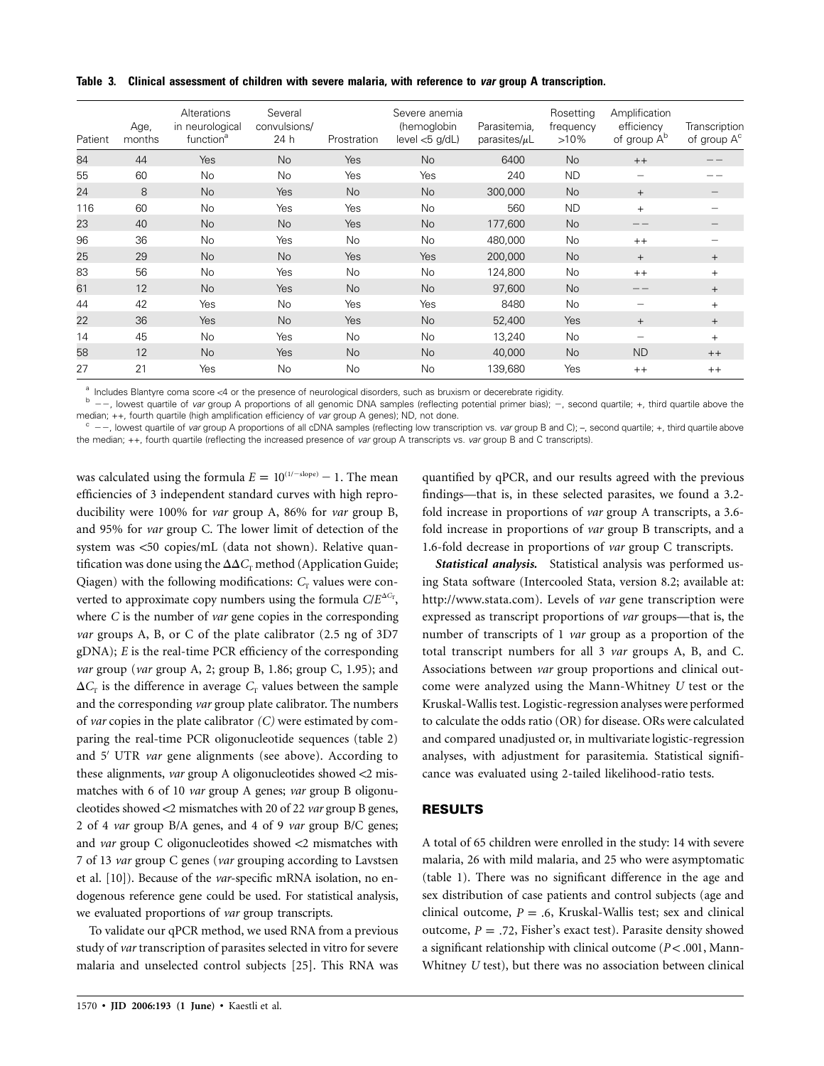**Table 3. Clinical assessment of children with severe malaria, with reference to *var* group A transcription.**

| Patient | Age, months | Alterations in neurological function[a] | Several convulsions/ 24 h | Prostration | Severe anemia (hemoglobin level <5 g/dL) | Parasitemia, parasites/μL | Rosetting frequency >10% | Amplification efficiency of group A[b] | Transcription of group A[c] |
|---|---|---|---|---|---|---|---|---|---|
| 84 | 44 | Yes | No | Yes | No | 6400 | No | ++ | −− |
| 55 | 60 | No | No | Yes | Yes | 240 | ND | − | −− |
| 24 | 8 | No | Yes | No | No | 300,000 | No | + | − |
| 116 | 60 | No | Yes | Yes | No | 560 | ND | + | − |
| 23 | 40 | No | No | Yes | No | 177,600 | No | −− | − |
| 96 | 36 | No | Yes | No | No | 480,000 | No | ++ | − |
| 25 | 29 | No | No | Yes | Yes | 200,000 | No | + | + |
| 83 | 56 | No | Yes | No | No | 124,800 | No | ++ | + |
| 61 | 12 | No | Yes | No | No | 97,600 | No | −− | + |
| 44 | 42 | Yes | No | Yes | Yes | 8480 | No | − | + |
| 22 | 36 | Yes | No | Yes | No | 52,400 | Yes | + | + |
| 14 | 45 | No | Yes | No | No | 13,240 | No | − | + |
| 58 | 12 | No | Yes | No | No | 40,000 | No | ND | ++ |
| 27 | 21 | Yes | No | No | No | 139,680 | Yes | ++ | ++ |

[a] Includes Blantyre coma score <4 or the presence of neurological disorders, such as bruxism or decerebrate rigidity.

[b] −−, lowest quartile of *var* group A proportions of all genomic DNA samples (reflecting potential primer bias); −, second quartile; +, third quartile above the median; ++, fourth quartile (high amplification efficiency of *var* group A genes); ND, not done.

[c] −−, lowest quartile of *var* group A proportions of all cDNA samples (reflecting low transcription vs. *var* group B and C); –, second quartile; +, third quartile above the median; ++, fourth quartile (reflecting the increased presence of *var* group A transcripts vs. *var* group B and C transcripts).

was calculated using the formula $E = 10^{(1/-\text{slope})} - 1$. The mean efficiencies of 3 independent standard curves with high reproducibility were 100% for *var* group A, 86% for *var* group B, and 95% for *var* group C. The lower limit of detection of the system was <50 copies/mL (data not shown). Relative quantification was done using the $\Delta\Delta C_T$ method (Application Guide; Qiagen) with the following modifications: $C_T$ values were converted to approximate copy numbers using the formula $C/E^{\Delta C_T}$, where $C$ is the number of *var* gene copies in the corresponding *var* groups A, B, or C of the plate calibrator (2.5 ng of 3D7 gDNA); $E$ is the real-time PCR efficiency of the corresponding *var* group (*var* group A, 2; group B, 1.86; group C, 1.95); and $\Delta C_T$ is the difference in average $C_T$ values between the sample and the corresponding *var* group plate calibrator. The numbers of *var* copies in the plate calibrator *(C)* were estimated by comparing the real-time PCR oligonucleotide sequences (table 2) and 5′ UTR *var* gene alignments (see above). According to these alignments, *var* group A oligonucleotides showed <2 mismatches with 6 of 10 *var* group A genes; *var* group B oligonucleotides showed <2 mismatches with 20 of 22 *var* group B genes, 2 of 4 *var* group B/A genes, and 4 of 9 *var* group B/C genes; and *var* group C oligonucleotides showed <2 mismatches with 7 of 13 *var* group C genes (*var* grouping according to Lavstsen et al. [10]). Because of the *var*-specific mRNA isolation, no endogenous reference gene could be used. For statistical analysis, we evaluated proportions of *var* group transcripts.

To validate our qPCR method, we used RNA from a previous study of *var* transcription of parasites selected in vitro for severe malaria and unselected control subjects [25]. This RNA was quantified by qPCR, and our results agreed with the previous findings—that is, in these selected parasites, we found a 3.2-fold increase in proportions of *var* group A transcripts, a 3.6-fold increase in proportions of *var* group B transcripts, and a 1.6-fold decrease in proportions of *var* group C transcripts.

***Statistical analysis.*** Statistical analysis was performed using Stata software (Intercooled Stata, version 8.2; available at: http://www.stata.com). Levels of *var* gene transcription were expressed as transcript proportions of *var* groups—that is, the number of transcripts of 1 *var* group as a proportion of the total transcript numbers for all 3 *var* groups A, B, and C. Associations between *var* group proportions and clinical outcome were analyzed using the Mann-Whitney *U* test or the Kruskal-Wallis test. Logistic-regression analyses were performed to calculate the odds ratio (OR) for disease. ORs were calculated and compared unadjusted or, in multivariate logistic-regression analyses, with adjustment for parasitemia. Statistical significance was evaluated using 2-tailed likelihood-ratio tests.

## RESULTS

A total of 65 children were enrolled in the study: 14 with severe malaria, 26 with mild malaria, and 25 who were asymptomatic (table 1). There was no significant difference in the age and sex distribution of case patients and control subjects (age and clinical outcome, $P = .6$, Kruskal-Wallis test; sex and clinical outcome, $P = .72$, Fisher's exact test). Parasite density showed a significant relationship with clinical outcome ($P < .001$, Mann-Whitney *U* test), but there was no association between clinical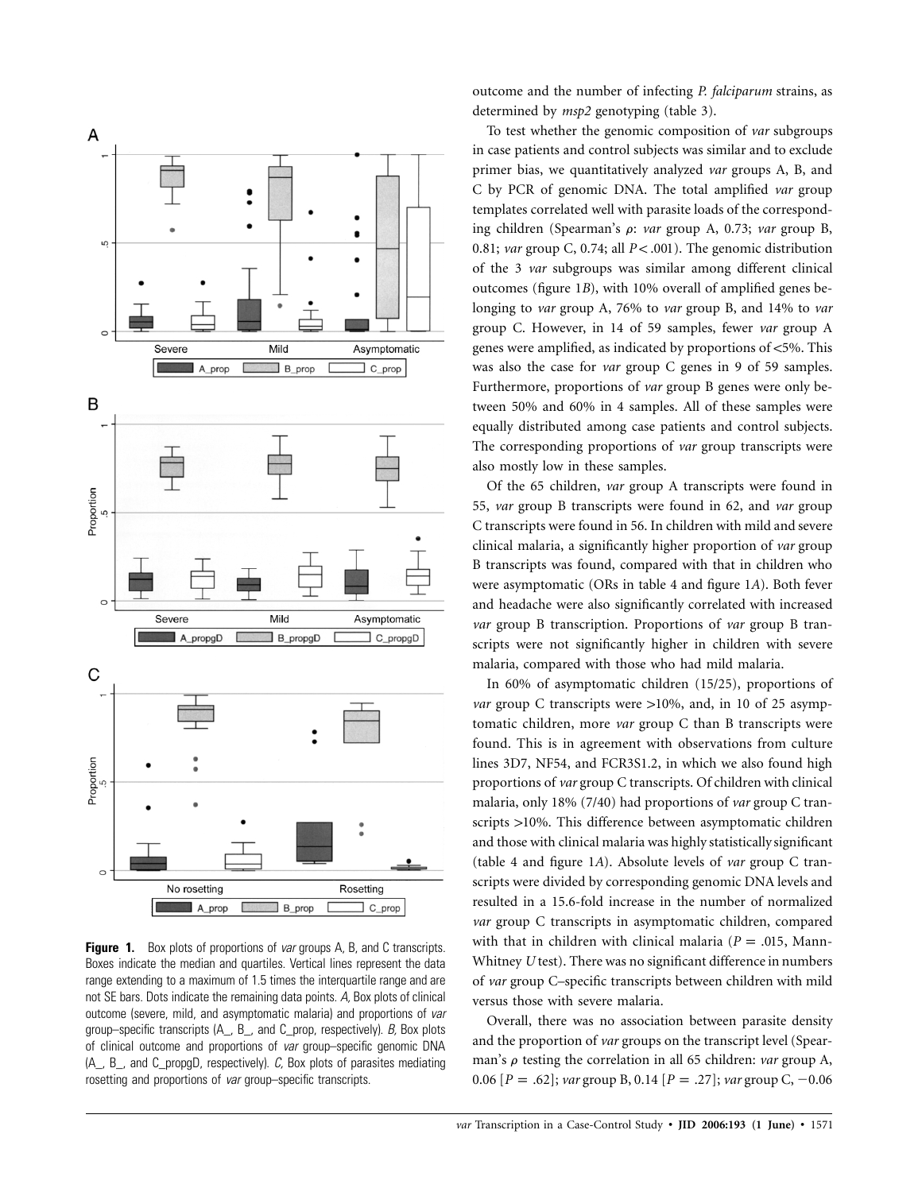Figure 1. Box plots of proportions of *var* groups A, B, and C transcripts. Boxes indicate the median and quartiles. Vertical lines represent the data range extending to a maximum of 1.5 times the interquartile range and are not SE bars. Dots indicate the remaining data points. *A,* Box plots of clinical outcome (severe, mild, and asymptomatic malaria) and proportions of *var* group–specific transcripts (A_, B_, and C_prop, respectively). *B,* Box plots of clinical outcome and proportions of *var* group–specific genomic DNA (A_, B_, and C_propgD, respectively). *C,* Box plots of parasites mediating rosetting and proportions of *var* group–specific transcripts.

outcome and the number of infecting *P. falciparum* strains, as determined by *msp2* genotyping (table 3).

To test whether the genomic composition of *var* subgroups in case patients and control subjects was similar and to exclude primer bias, we quantitatively analyzed *var* groups A, B, and C by PCR of genomic DNA. The total amplified *var* group templates correlated well with parasite loads of the corresponding children (Spearman's $\rho$: *var* group A, 0.73; *var* group B, 0.81; *var* group C, 0.74; all $P < .001$). The genomic distribution of the 3 *var* subgroups was similar among different clinical outcomes (figure 1*B*), with 10% overall of amplified genes belonging to *var* group A, 76% to *var* group B, and 14% to *var* group C. However, in 14 of 59 samples, fewer *var* group A genes were amplified, as indicated by proportions of <5%. This was also the case for *var* group C genes in 9 of 59 samples. Furthermore, proportions of *var* group B genes were only between 50% and 60% in 4 samples. All of these samples were equally distributed among case patients and control subjects. The corresponding proportions of *var* group transcripts were also mostly low in these samples.

Of the 65 children, *var* group A transcripts were found in 55, *var* group B transcripts were found in 62, and *var* group C transcripts were found in 56. In children with mild and severe clinical malaria, a significantly higher proportion of *var* group B transcripts was found, compared with that in children who were asymptomatic (ORs in table 4 and figure 1*A*). Both fever and headache were also significantly correlated with increased *var* group B transcription. Proportions of *var* group B transcripts were not significantly higher in children with severe malaria, compared with those who had mild malaria.

In 60% of asymptomatic children (15/25), proportions of *var* group C transcripts were >10%, and, in 10 of 25 asymptomatic children, more *var* group C than B transcripts were found. This is in agreement with observations from culture lines 3D7, NF54, and FCR3S1.2, in which we also found high proportions of *var* group C transcripts. Of children with clinical malaria, only 18% (7/40) had proportions of *var* group C transcripts >10%. This difference between asymptomatic children and those with clinical malaria was highly statistically significant (table 4 and figure 1*A*). Absolute levels of *var* group C transcripts were divided by corresponding genomic DNA levels and resulted in a 15.6-fold increase in the number of normalized *var* group C transcripts in asymptomatic children, compared with that in children with clinical malaria ($P = .015$, Mann-Whitney *U* test). There was no significant difference in numbers of *var* group C–specific transcripts between children with mild versus those with severe malaria.

Overall, there was no association between parasite density and the proportion of *var* groups on the transcript level (Spearman's $\rho$ testing the correlation in all 65 children: *var* group A, 0.06 [$P = .62$]; *var* group B, 0.14 [$P = .27$]; *var* group C, −0.06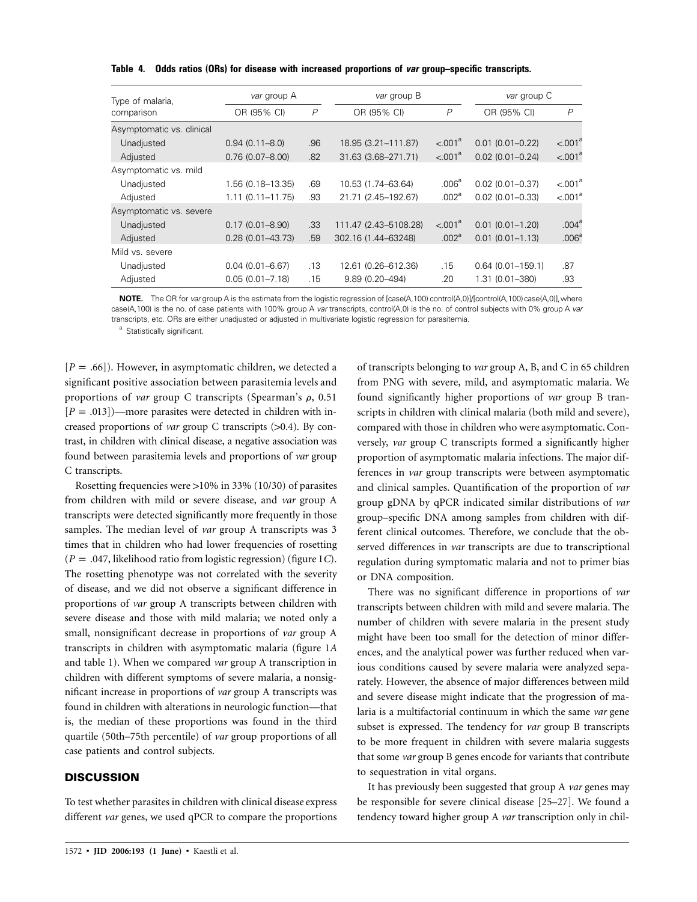**Table 4. Odds ratios (ORs) for disease with increased proportions of *var* group–specific transcripts.**

| Type of malaria, comparison | *var* group A | | *var* group B | | *var* group C | |
|---|---|---|---|---|---|---|
| | OR (95% CI) | *P* | OR (95% CI) | *P* | OR (95% CI) | *P* |
| Asymptomatic vs. clinical | | | | | | |
| Unadjusted | 0.94 (0.11–8.0) | .96 | 18.95 (3.21–111.87) | <.001[a] | 0.01 (0.01–0.22) | <.001[a] |
| Adjusted | 0.76 (0.07–8.00) | .82 | 31.63 (3.68–271.71) | <.001[a] | 0.02 (0.01–0.24) | <.001[a] |
| Asymptomatic vs. mild | | | | | | |
| Unadjusted | 1.56 (0.18–13.35) | .69 | 10.53 (1.74–63.64) | .006[a] | 0.02 (0.01–0.37) | <.001[a] |
| Adjusted | 1.11 (0.11–11.75) | .93 | 21.71 (2.45–192.67) | .002[a] | 0.02 (0.01–0.33) | <.001[a] |
| Asymptomatic vs. severe | | | | | | |
| Unadjusted | 0.17 (0.01–8.90) | .33 | 111.47 (2.43–5108.28) | <.001[a] | 0.01 (0.01–1.20) | .004[a] |
| Adjusted | 0.28 (0.01–43.73) | .59 | 302.16 (1.44–63248) | .002[a] | 0.01 (0.01–1.13) | .006[a] |
| Mild vs. severe | | | | | | |
| Unadjusted | 0.04 (0.01–6.67) | .13 | 12.61 (0.26–612.36) | .15 | 0.64 (0.01–159.1) | .87 |
| Adjusted | 0.05 (0.01–7.18) | .15 | 9.89 (0.20–494) | .20 | 1.31 (0.01–380) | .93 |

**NOTE.** The OR for *var* group A is the estimate from the logistic regression of [case(A,100) control(A,0)]/[control(A,100) case(A,0)], where case(A,100) is the no. of case patients with 100% group A *var* transcripts, control(A,0) is the no. of control subjects with 0% group A *var* transcripts, etc. ORs are either unadjusted or adjusted in multivariate logistic regression for parasitemia.

[a] Statistically significant.

[$P = .66$]). However, in asymptomatic children, we detected a significant positive association between parasitemia levels and proportions of *var* group C transcripts (Spearman's $\rho$, 0.51 [$P = .013$])—more parasites were detected in children with increased proportions of *var* group C transcripts (>0.4). By contrast, in children with clinical disease, a negative association was found between parasitemia levels and proportions of *var* group C transcripts.

Rosetting frequencies were >10% in 33% (10/30) of parasites from children with mild or severe disease, and *var* group A transcripts were detected significantly more frequently in those samples. The median level of *var* group A transcripts was 3 times that in children who had lower frequencies of rosetting ($P = .047$, likelihood ratio from logistic regression) (figure 1*C*). The rosetting phenotype was not correlated with the severity of disease, and we did not observe a significant difference in proportions of *var* group A transcripts between children with severe disease and those with mild malaria; we noted only a small, nonsignificant decrease in proportions of *var* group A transcripts in children with asymptomatic malaria (figure 1*A* and table 1). When we compared *var* group A transcription in children with different symptoms of severe malaria, a nonsignificant increase in proportions of *var* group A transcripts was found in children with alterations in neurologic function—that is, the median of these proportions was found in the third quartile (50th–75th percentile) of *var* group proportions of all case patients and control subjects.

## DISCUSSION

To test whether parasites in children with clinical disease express different *var* genes, we used qPCR to compare the proportions of transcripts belonging to *var* group A, B, and C in 65 children from PNG with severe, mild, and asymptomatic malaria. We found significantly higher proportions of *var* group B transcripts in children with clinical malaria (both mild and severe), compared with those in children who were asymptomatic. Conversely, *var* group C transcripts formed a significantly higher proportion of asymptomatic malaria infections. The major differences in *var* group transcripts were between asymptomatic and clinical samples. Quantification of the proportion of *var* group gDNA by qPCR indicated similar distributions of *var* group–specific DNA among samples from children with different clinical outcomes. Therefore, we conclude that the observed differences in *var* transcripts are due to transcriptional regulation during symptomatic malaria and not to primer bias or DNA composition.

There was no significant difference in proportions of *var* transcripts between children with mild and severe malaria. The number of children with severe malaria in the present study might have been too small for the detection of minor differences, and the analytical power was further reduced when various conditions caused by severe malaria were analyzed separately. However, the absence of major differences between mild and severe disease might indicate that the progression of malaria is a multifactorial continuum in which the same *var* gene subset is expressed. The tendency for *var* group B transcripts to be more frequent in children with severe malaria suggests that some *var* group B genes encode for variants that contribute to sequestration in vital organs.

It has previously been suggested that group A *var* genes may be responsible for severe clinical disease [25–27]. We found a tendency toward higher group A *var* transcription only in chil-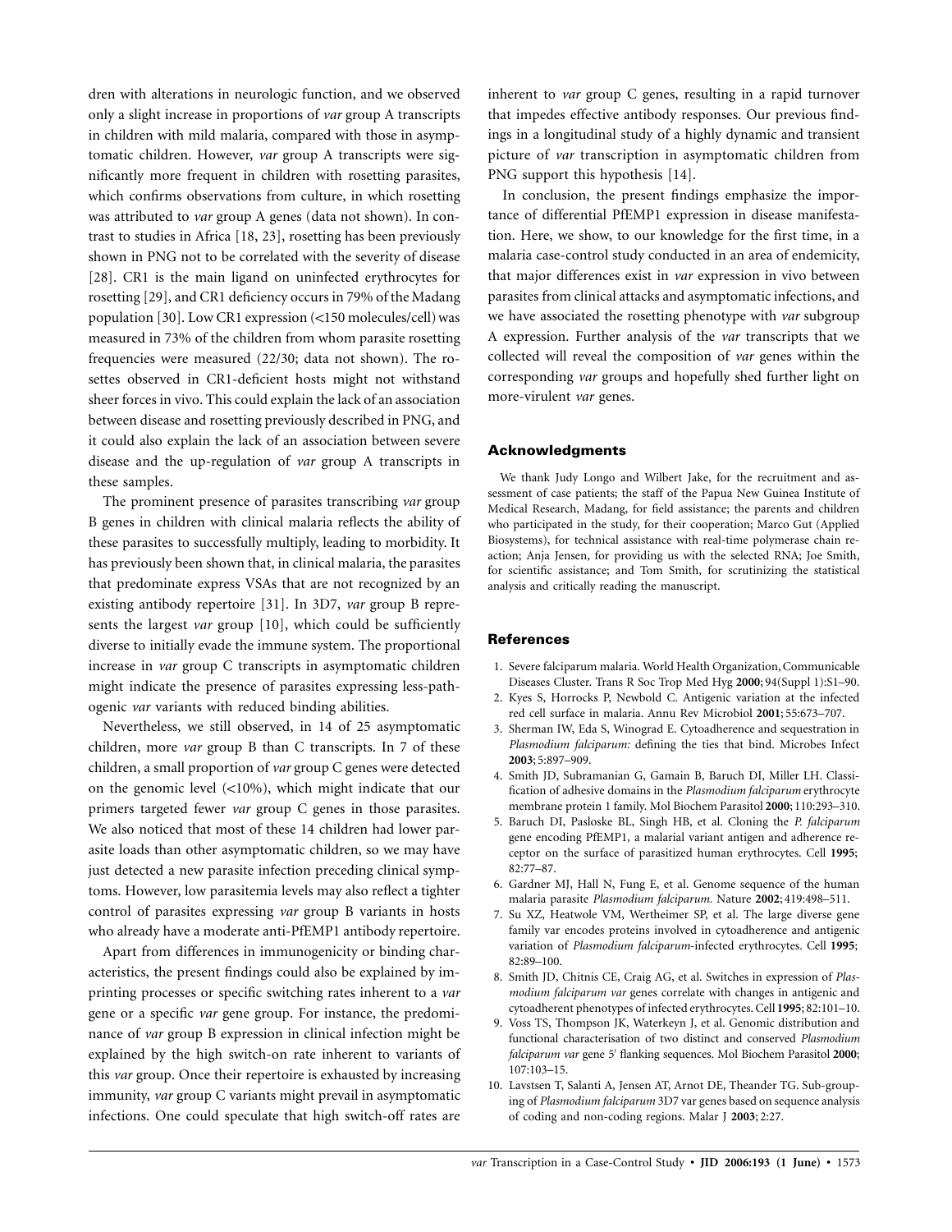dren with alterations in neurologic function, and we observed only a slight increase in proportions of *var* group A transcripts in children with mild malaria, compared with those in asymptomatic children. However, *var* group A transcripts were significantly more frequent in children with rosetting parasites, which confirms observations from culture, in which rosetting was attributed to *var* group A genes (data not shown). In contrast to studies in Africa [18, 23], rosetting has been previously shown in PNG not to be correlated with the severity of disease [28]. CR1 is the main ligand on uninfected erythrocytes for rosetting [29], and CR1 deficiency occurs in 79% of the Madang population [30]. Low CR1 expression (<150 molecules/cell) was measured in 73% of the children from whom parasite rosetting frequencies were measured (22/30; data not shown). The rosettes observed in CR1-deficient hosts might not withstand sheer forces in vivo. This could explain the lack of an association between disease and rosetting previously described in PNG, and it could also explain the lack of an association between severe disease and the up-regulation of *var* group A transcripts in these samples.

The prominent presence of parasites transcribing *var* group B genes in children with clinical malaria reflects the ability of these parasites to successfully multiply, leading to morbidity. It has previously been shown that, in clinical malaria, the parasites that predominate express VSAs that are not recognized by an existing antibody repertoire [31]. In 3D7, *var* group B represents the largest *var* group [10], which could be sufficiently diverse to initially evade the immune system. The proportional increase in *var* group C transcripts in asymptomatic children might indicate the presence of parasites expressing less-pathogenic *var* variants with reduced binding abilities.

Nevertheless, we still observed, in 14 of 25 asymptomatic children, more *var* group B than C transcripts. In 7 of these children, a small proportion of *var* group C genes were detected on the genomic level (<10%), which might indicate that our primers targeted fewer *var* group C genes in those parasites. We also noticed that most of these 14 children had lower parasite loads than other asymptomatic children, so we may have just detected a new parasite infection preceding clinical symptoms. However, low parasitemia levels may also reflect a tighter control of parasites expressing *var* group B variants in hosts who already have a moderate anti-PfEMP1 antibody repertoire.

Apart from differences in immunogenicity or binding characteristics, the present findings could also be explained by imprinting processes or specific switching rates inherent to a *var* gene or a specific *var* gene group. For instance, the predominance of *var* group B expression in clinical infection might be explained by the high switch-on rate inherent to variants of this *var* group. Once their repertoire is exhausted by increasing immunity, *var* group C variants might prevail in asymptomatic infections. One could speculate that high switch-off rates are inherent to *var* group C genes, resulting in a rapid turnover that impedes effective antibody responses. Our previous findings in a longitudinal study of a highly dynamic and transient picture of *var* transcription in asymptomatic children from PNG support this hypothesis [14].

In conclusion, the present findings emphasize the importance of differential PfEMP1 expression in disease manifestation. Here, we show, to our knowledge for the first time, in a malaria case-control study conducted in an area of endemicity, that major differences exist in *var* expression in vivo between parasites from clinical attacks and asymptomatic infections, and we have associated the rosetting phenotype with *var* subgroup A expression. Further analysis of the *var* transcripts that we collected will reveal the composition of *var* genes within the corresponding *var* groups and hopefully shed further light on more-virulent *var* genes.

## Acknowledgments

We thank Judy Longo and Wilbert Jake, for the recruitment and assessment of case patients; the staff of the Papua New Guinea Institute of Medical Research, Madang, for field assistance; the parents and children who participated in the study, for their cooperation; Marco Gut (Applied Biosystems), for technical assistance with real-time polymerase chain reaction; Anja Jensen, for providing us with the selected RNA; Joe Smith, for scientific assistance; and Tom Smith, for scrutinizing the statistical analysis and critically reading the manuscript.

## References

1. Severe falciparum malaria. World Health Organization, Communicable Diseases Cluster. Trans R Soc Trop Med Hyg **2000**; 94(Suppl 1):S1–90.
2. Kyes S, Horrocks P, Newbold C. Antigenic variation at the infected red cell surface in malaria. Annu Rev Microbiol **2001**; 55:673–707.
3. Sherman IW, Eda S, Winograd E. Cytoadherence and sequestration in *Plasmodium falciparum:* defining the ties that bind. Microbes Infect **2003**; 5:897–909.
4. Smith JD, Subramanian G, Gamain B, Baruch DI, Miller LH. Classification of adhesive domains in the *Plasmodium falciparum* erythrocyte membrane protein 1 family. Mol Biochem Parasitol **2000**; 110:293–310.
5. Baruch DI, Pasloske BL, Singh HB, et al. Cloning the *P. falciparum* gene encoding PfEMP1, a malarial variant antigen and adherence receptor on the surface of parasitized human erythrocytes. Cell **1995**; 82:77–87.
6. Gardner MJ, Hall N, Fung E, et al. Genome sequence of the human malaria parasite *Plasmodium falciparum.* Nature **2002**; 419:498–511.
7. Su XZ, Heatwole VM, Wertheimer SP, et al. The large diverse gene family var encodes proteins involved in cytoadherence and antigenic variation of *Plasmodium falciparum*-infected erythrocytes. Cell **1995**; 82:89–100.
8. Smith JD, Chitnis CE, Craig AG, et al. Switches in expression of *Plasmodium falciparum var* genes correlate with changes in antigenic and cytoadherent phenotypes of infected erythrocytes. Cell **1995**; 82:101–10.
9. Voss TS, Thompson JK, Waterkeyn J, et al. Genomic distribution and functional characterisation of two distinct and conserved *Plasmodium falciparum var* gene 5′ flanking sequences. Mol Biochem Parasitol **2000**; 107:103–15.
10. Lavstsen T, Salanti A, Jensen AT, Arnot DE, Theander TG. Sub-grouping of *Plasmodium falciparum* 3D7 var genes based on sequence analysis of coding and non-coding regions. Malar J **2003**; 2:27.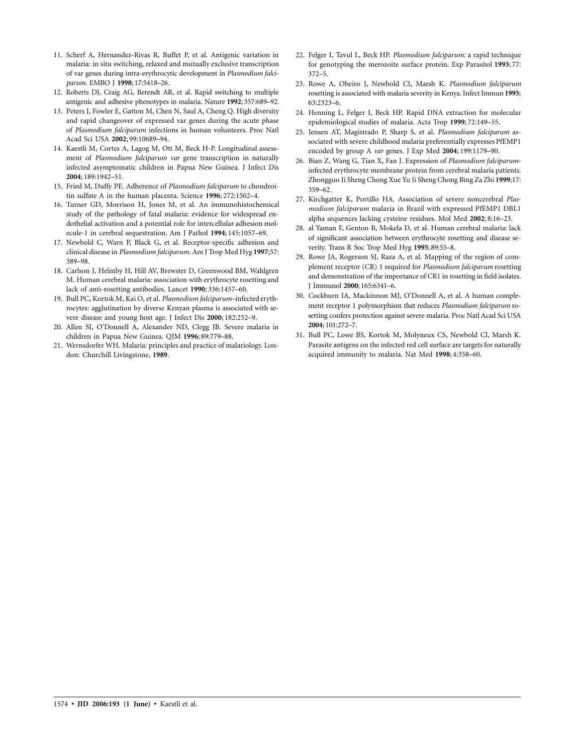11. Scherf A, Hernandez-Rivas R, Buffet P, et al. Antigenic variation in malaria: in situ switching, relaxed and mutually exclusive transcription of var genes during intra-erythrocytic development in *Plasmodium falciparum.* EMBO J **1998**; 17:5418–26.
12. Roberts DJ, Craig AG, Berendt AR, et al. Rapid switching to multiple antigenic and adhesive phenotypes in malaria. Nature **1992**; 357:689–92.
13. Peters J, Fowler E, Gatton M, Chen N, Saul A, Cheng Q. High diversity and rapid changeover of expressed var genes during the acute phase of *Plasmodium falciparum* infections in human volunteers. Proc Natl Acad Sci USA **2002**; 99:10689–94.
14. Kaestli M, Cortes A, Lagog M, Ott M, Beck H-P. Longitudinal assessment of *Plasmodium falciparum var* gene transcription in naturally infected asymptomatic children in Papua New Guinea. J Infect Dis **2004**; 189:1942–51.
15. Fried M, Duffy PE. Adherence of *Plasmodium falciparum* to chondroitin sulfate A in the human placenta. Science **1996**; 272:1502–4.
16. Turner GD, Morrison H, Jones M, et al. An immunohistochemical study of the pathology of fatal malaria: evidence for widespread endothelial activation and a potential role for intercellular adhesion molecule-1 in cerebral sequestration. Am J Pathol **1994**; 145:1057–69.
17. Newbold C, Warn P, Black G, et al. Receptor-specific adhesion and clinical disease in *Plasmodium falciparum.* Am J Trop Med Hyg **1997**;57: 389–98.
18. Carlson J, Helmby H, Hill AV, Brewster D, Greenwood BM, Wahlgren M. Human cerebral malaria: association with erythrocyte rosetting and lack of anti-rosetting antibodies. Lancet **1990**; 336:1457–60.
19. Bull PC, Kortok M, Kai O, et al. *Plasmodium falciparum*–infected erythrocytes: agglutination by diverse Kenyan plasma is associated with severe disease and young host age. J Infect Dis **2000**; 182:252–9.
20. Allen SJ, O'Donnell A, Alexander ND, Clegg JB. Severe malaria in children in Papua New Guinea. QJM **1996**; 89:779–88.
21. Wernsdorfer WH. Malaria: principles and practice of malariology. London: Churchill Livingstone, **1989**.
22. Felger I, Tavul L, Beck HP. *Plasmodium falciparum:* a rapid technique for genotyping the merozoite surface protein. Exp Parasitol **1993**; 77: 372–5.
23. Rowe A, Obeiro J, Newbold CI, Marsh K. *Plasmodium falciparum* rosetting is associated with malaria severity in Kenya. Infect Immun **1995**; 63:2323–6.
24. Henning L, Felger I, Beck HP. Rapid DNA extraction for molecular epidemiological studies of malaria. Acta Trop **1999**; 72:149–55.
25. Jensen AT, Magistrado P, Sharp S, et al. *Plasmodium falciparum* associated with severe childhood malaria preferentially expresses PfEMP1 encoded by group A *var* genes. J Exp Med **2004**; 199:1179–90.
26. Bian Z, Wang G, Tian X, Fan J. Expression of *Plasmodium falciparum*-infected erythrocyte membrane protein from cerebral malaria patients. Zhongguo Ji Sheng Chong Xue Yu Ji Sheng Chong Bing Za Zhi **1999**;17: 359–62.
27. Kirchgatter K, Portillo HA. Association of severe noncerebral *Plasmodium falciparum* malaria in Brazil with expressed PfEMP1 DBL1 alpha sequences lacking cysteine residues. Mol Med **2002**; 8:16–23.
28. al Yaman F, Genton B, Mokela D, et al. Human cerebral malaria: lack of significant association between erythrocyte rosetting and disease severity. Trans R Soc Trop Med Hyg **1995**; 89:55–8.
29. Rowe JA, Rogerson SJ, Raza A, et al. Mapping of the region of complement receptor (CR) 1 required for *Plasmodium falciparum* rosetting and demonstration of the importance of CR1 in rosetting in field isolates. J Immunol **2000**; 165:6341–6.
30. Cockburn IA, Mackinnon MJ, O'Donnell A, et al. A human complement receptor 1 polymorphism that reduces *Plasmodium falciparum* rosetting confers protection against severe malaria. Proc Natl Acad Sci USA **2004**; 101:272–7.
31. Bull PC, Lowe BS, Kortok M, Molyneux CS, Newbold CI, Marsh K. Parasite antigens on the infected red cell surface are targets for naturally acquired immunity to malaria. Nat Med **1998**; 4:358–60.